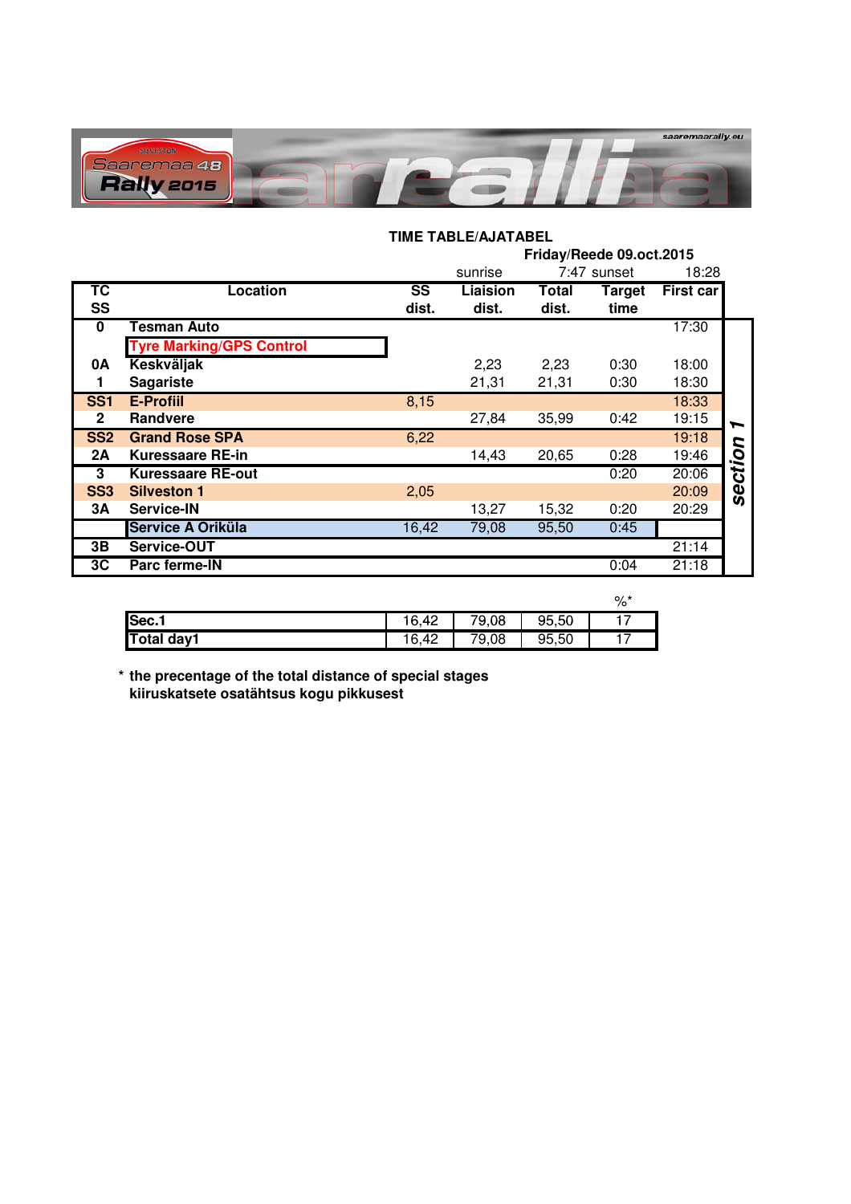Saaremaa 48 Rally 2015

saaremaarally.eu

## TIME TABLE/AJATABEL

**Friday/Reede 09.oct.2015**

sunrise 7:47 sunset 18:28

| TC SS | Location | SS dist. | Liaision dist. | Total dist. | Target time | First car | |
|---|---|---|---|---|---|---|---|
| **0** | **Tesman Auto** | | | | | 17:30 | *section 1* |
| | **Tyre Marking/GPS Control** | | | | | | |
| **0A** | **Keskväljak** | | 2,23 | 2,23 | 0:30 | 18:00 | |
| **1** | **Sagariste** | | 21,31 | 21,31 | 0:30 | 18:30 | |
| **SS1** | **E-Profiil** | 8,15 | | | | 18:33 | |
| **2** | **Randvere** | | 27,84 | 35,99 | 0:42 | 19:15 | |
| **SS2** | **Grand Rose SPA** | 6,22 | | | | 19:18 | |
| **2A** | **Kuressaare RE-in** | | 14,43 | 20,65 | 0:28 | 19:46 | |
| **3** | **Kuressaare RE-out** | | | | 0:20 | 20:06 | |
| **SS3** | **Silveston 1** | 2,05 | | | | 20:09 | |
| **3A** | **Service-IN** | | 13,27 | 15,32 | 0:20 | 20:29 | |
| | **Service A Oriküla** | 16,42 | 79,08 | 95,50 | 0:45 | | |
| **3B** | **Service-OUT** | | | | | 21:14 | |
| **3C** | **Parc ferme-IN** | | | | 0:04 | 21:18 | |

| | | | | %* |
|---|---|---|---|---|
| **Sec.1** | 16,42 | 79,08 | 95,50 | 17 |
| **Total day1** | 16,42 | 79,08 | 95,50 | 17 |

**\* the precentage of the total distance of special stages**
**kiiruskatsete osatähtsus kogu pikkusest**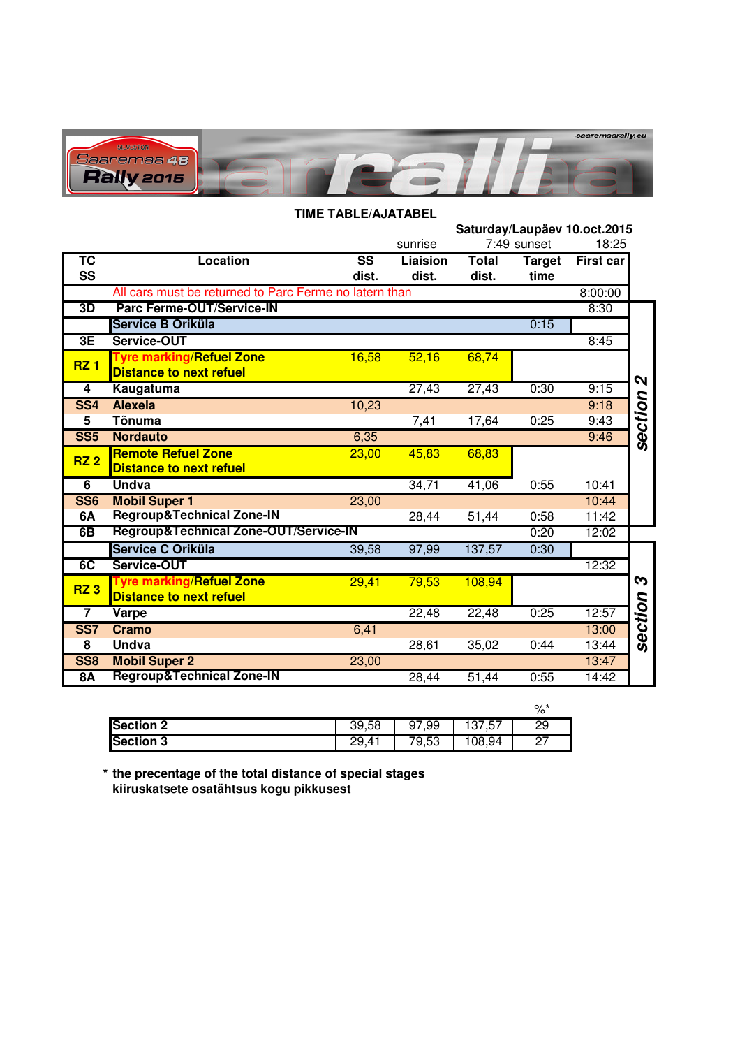## TIME TABLE/AJATABEL

**Saturday/Laupäev 10.oct.2015**

sunrise 7:49 sunset 18:25

| TC SS | Location | SS dist. | Liaision dist. | Total dist. | Target time | First car | |
|---|---|---|---|---|---|---|---|
| | All cars must be returned to Parc Ferme no latern than | | | | | 8:00:00 | |
| **3D** | **Parc Ferme-OUT/Service-IN** | | | | | 8:30 | ***section 2*** |
| | **Service B Oriküla** | | | | 0:15 | | |
| **3E** | **Service-OUT** | | | | | 8:45 | |
| **RZ 1** | **Tyre marking/Refuel Zone Distance to next refuel** | 16,58 | 52,16 | 68,74 | | | |
| **4** | **Kaugatuma** | | 27,43 | 27,43 | 0:30 | 9:15 | |
| **SS4** | **Alexela** | 10,23 | | | | 9:18 | |
| **5** | **Tõnuma** | | 7,41 | 17,64 | 0:25 | 9:43 | |
| **SS5** | **Nordauto** | 6,35 | | | | 9:46 | |
| **RZ 2** | **Remote Refuel Zone Distance to next refuel** | 23,00 | 45,83 | 68,83 | | | |
| **6** | **Undva** | | 34,71 | 41,06 | 0:55 | 10:41 | |
| **SS6** | **Mobil Super 1** | 23,00 | | | | 10:44 | |
| **6A** | **Regroup&Technical Zone-IN** | | 28,44 | 51,44 | 0:58 | 11:42 | |
| **6B** | **Regroup&Technical Zone-OUT/Service-IN** | | | | 0:20 | 12:02 | |
| | **Service C Oriküla** | 39,58 | 97,99 | 137,57 | 0:30 | | ***section 3*** |
| **6C** | **Service-OUT** | | | | | 12:32 | |
| **RZ 3** | **Tyre marking/Refuel Zone Distance to next refuel** | 29,41 | 79,53 | 108,94 | | | |
| **7** | **Varpe** | | 22,48 | 22,48 | 0:25 | 12:57 | |
| **SS7** | **Cramo** | 6,41 | | | | 13:00 | |
| **8** | **Undva** | | 28,61 | 35,02 | 0:44 | 13:44 | |
| **SS8** | **Mobil Super 2** | 23,00 | | | | 13:47 | |
| **8A** | **Regroup&Technical Zone-IN** | | 28,44 | 51,44 | 0:55 | 14:42 | |

| | | | | %* |
|---|---|---|---|---|
| **Section 2** | 39,58 | 97,99 | 137,57 | 29 |
| **Section 3** | 29,41 | 79,53 | 108,94 | 27 |

**\* the precentage of the total distance of special stages**
**kiiruskatsete osatähtsus kogu pikkusest**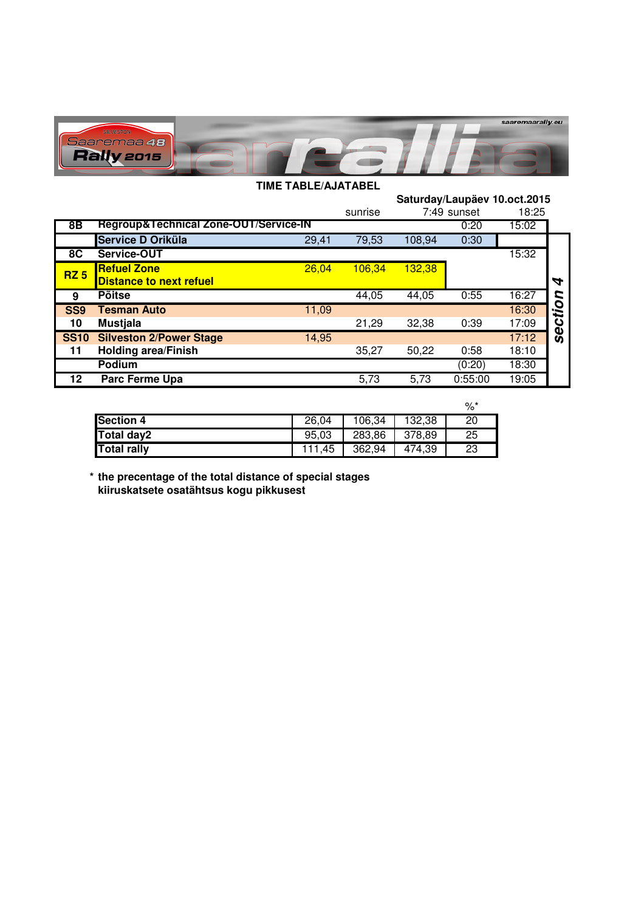## TIME TABLE/AJATABEL

**Saturday/Laupäev 10.oct.2015**

| | | | sunrise | 7:49 sunset | | 18:25 | |
|---|---|---|---|---|---|---|---|
| **8B** | **Regroup&Technical Zone-OUT/Service-IN** | | | | 0:20 | 15:02 | |
| | **Service D Oriküla** | 29,41 | 79,53 | 108,94 | 0:30 | | ***section 4*** |
| **8C** | **Service-OUT** | | | | | 15:32 | |
| **RZ 5** | **Refuel Zone** / **Distance to next refuel** | 26,04 | 106,34 | 132,38 | | | |
| **9** | **Põitse** | | 44,05 | 44,05 | 0:55 | 16:27 | |
| **SS9** | **Tesman Auto** | 11,09 | | | | 16:30 | |
| **10** | **Mustjala** | | 21,29 | 32,38 | 0:39 | 17:09 | |
| **SS10** | **Silveston 2/Power Stage** | 14,95 | | | | 17:12 | |
| **11** | **Holding area/Finish** | | 35,27 | 50,22 | 0:58 | 18:10 | |
| | **Podium** | | | | (0:20) | 18:30 | |
| **12** | **Parc Ferme Upa** | | 5,73 | 5,73 | 0:55:00 | 19:05 | |

| | | | | %* |
|---|---|---|---|---|
| **Section 4** | 26,04 | 106,34 | 132,38 | 20 |
| **Total day2** | 95,03 | 283,86 | 378,89 | 25 |
| **Total rally** | 111,45 | 362,94 | 474,39 | 23 |

**\* the precentage of the total distance of special stages**
**kiiruskatsete osatähtsus kogu pikkusest**